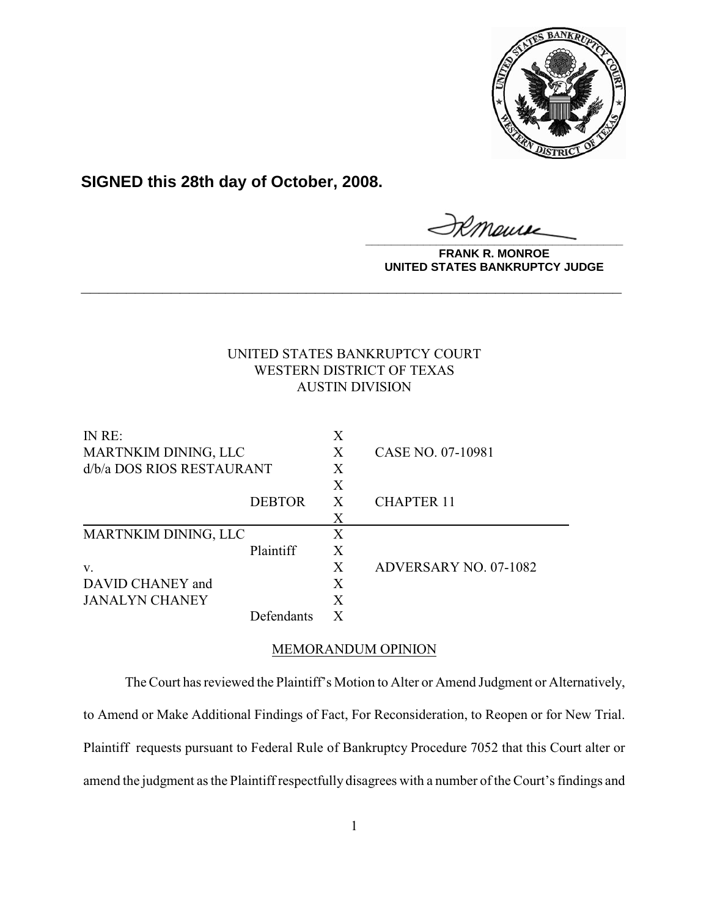**SIGNED this 28th day of October, 2008.**

**FRANK R. MONROE**
**UNITED STATES BANKRUPTCY JUDGE**

---

UNITED STATES BANKRUPTCY COURT
WESTERN DISTRICT OF TEXAS
AUSTIN DIVISION

| | | | |
|---|---|---|---|
| IN RE: | | X | |
| MARTNKIM DINING, LLC | | X | CASE NO. 07-10981 |
| d/b/a DOS RIOS RESTAURANT | | X | |
| | | X | |
| | DEBTOR | X | CHAPTER 11 |
| | | X | |
| MARTNKIM DINING, LLC | | X | |
| | Plaintiff | X | |
| v. | | X | ADVERSARY NO. 07-1082 |
| DAVID CHANEY and | | X | |
| JANALYN CHANEY | | X | |
| | Defendants | X | |

MEMORANDUM OPINION

The Court has reviewed the Plaintiff's Motion to Alter or Amend Judgment or Alternatively, to Amend or Make Additional Findings of Fact, For Reconsideration, to Reopen or for New Trial. Plaintiff requests pursuant to Federal Rule of Bankruptcy Procedure 7052 that this Court alter or amend the judgment as the Plaintiff respectfully disagrees with a number of the Court's findings and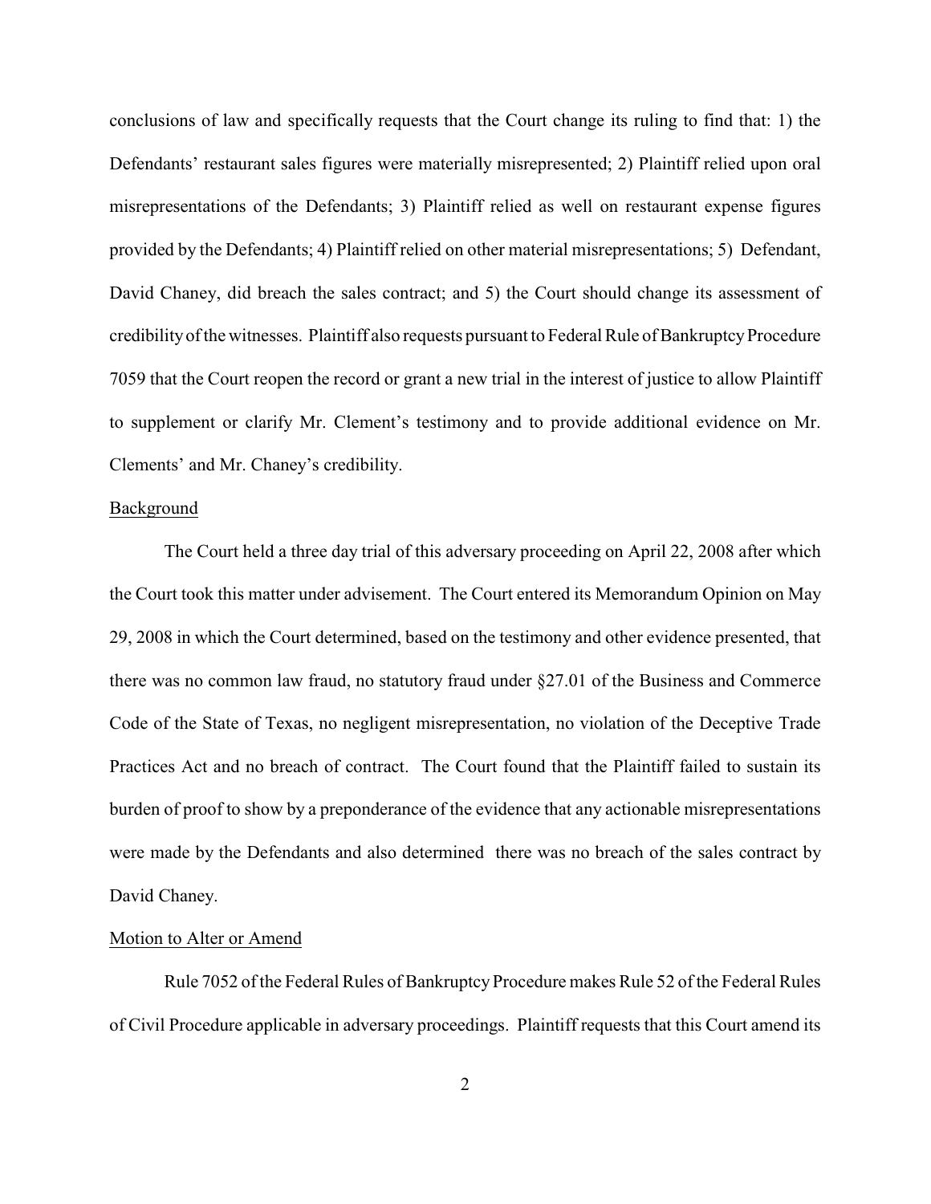conclusions of law and specifically requests that the Court change its ruling to find that: 1) the Defendants' restaurant sales figures were materially misrepresented; 2) Plaintiff relied upon oral misrepresentations of the Defendants; 3) Plaintiff relied as well on restaurant expense figures provided by the Defendants; 4) Plaintiff relied on other material misrepresentations; 5) Defendant, David Chaney, did breach the sales contract; and 5) the Court should change its assessment of credibility of the witnesses. Plaintiff also requests pursuant to Federal Rule of Bankruptcy Procedure 7059 that the Court reopen the record or grant a new trial in the interest of justice to allow Plaintiff to supplement or clarify Mr. Clement's testimony and to provide additional evidence on Mr. Clements' and Mr. Chaney's credibility.

Background

The Court held a three day trial of this adversary proceeding on April 22, 2008 after which the Court took this matter under advisement. The Court entered its Memorandum Opinion on May 29, 2008 in which the Court determined, based on the testimony and other evidence presented, that there was no common law fraud, no statutory fraud under §27.01 of the Business and Commerce Code of the State of Texas, no negligent misrepresentation, no violation of the Deceptive Trade Practices Act and no breach of contract. The Court found that the Plaintiff failed to sustain its burden of proof to show by a preponderance of the evidence that any actionable misrepresentations were made by the Defendants and also determined there was no breach of the sales contract by David Chaney.

Motion to Alter or Amend

Rule 7052 of the Federal Rules of Bankruptcy Procedure makes Rule 52 of the Federal Rules of Civil Procedure applicable in adversary proceedings. Plaintiff requests that this Court amend its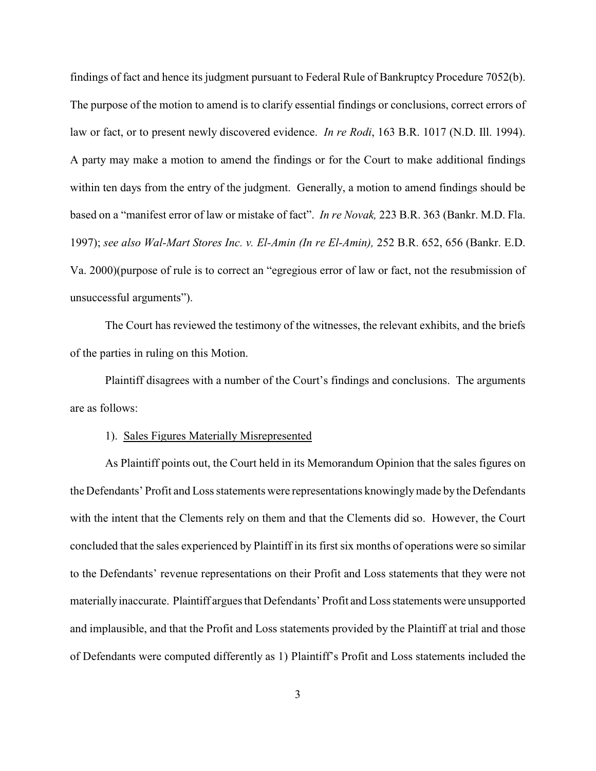findings of fact and hence its judgment pursuant to Federal Rule of Bankruptcy Procedure 7052(b). The purpose of the motion to amend is to clarify essential findings or conclusions, correct errors of law or fact, or to present newly discovered evidence. *In re Rodi*, 163 B.R. 1017 (N.D. Ill. 1994). A party may make a motion to amend the findings or for the Court to make additional findings within ten days from the entry of the judgment. Generally, a motion to amend findings should be based on a "manifest error of law or mistake of fact". *In re Novak,* 223 B.R. 363 (Bankr. M.D. Fla. 1997); *see also Wal-Mart Stores Inc. v. El-Amin (In re El-Amin),* 252 B.R. 652, 656 (Bankr. E.D. Va. 2000)(purpose of rule is to correct an "egregious error of law or fact, not the resubmission of unsuccessful arguments").

The Court has reviewed the testimony of the witnesses, the relevant exhibits, and the briefs of the parties in ruling on this Motion.

Plaintiff disagrees with a number of the Court's findings and conclusions. The arguments are as follows:

1). <u>Sales Figures Materially Misrepresented</u>

As Plaintiff points out, the Court held in its Memorandum Opinion that the sales figures on the Defendants' Profit and Loss statements were representations knowingly made by the Defendants with the intent that the Clements rely on them and that the Clements did so. However, the Court concluded that the sales experienced by Plaintiff in its first six months of operations were so similar to the Defendants' revenue representations on their Profit and Loss statements that they were not materially inaccurate. Plaintiff argues that Defendants' Profit and Loss statements were unsupported and implausible, and that the Profit and Loss statements provided by the Plaintiff at trial and those of Defendants were computed differently as 1) Plaintiff's Profit and Loss statements included the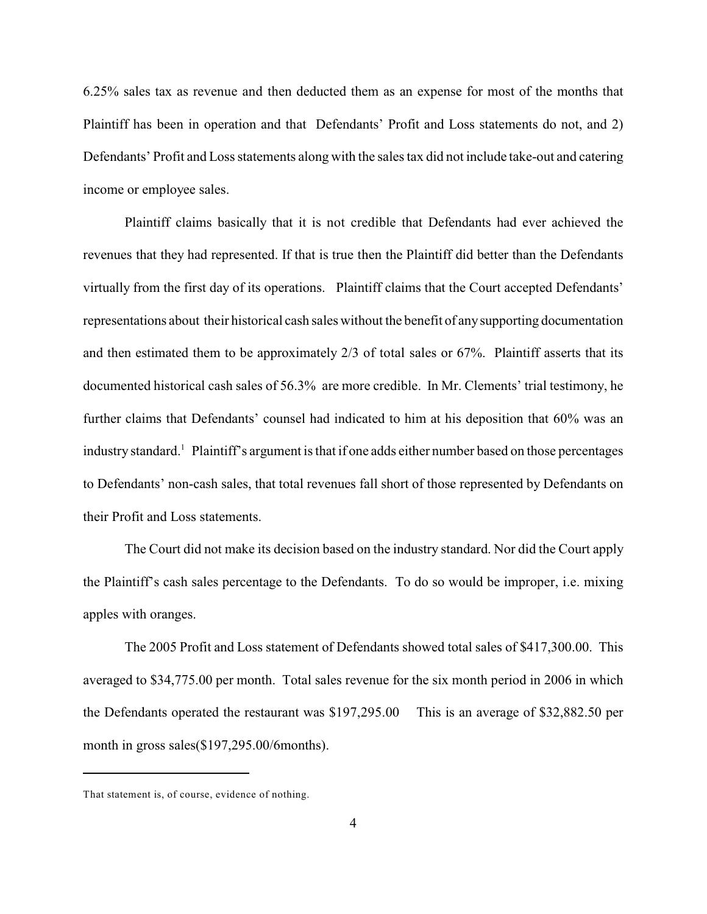6.25% sales tax as revenue and then deducted them as an expense for most of the months that Plaintiff has been in operation and that Defendants' Profit and Loss statements do not, and 2) Defendants' Profit and Loss statements along with the sales tax did not include take-out and catering income or employee sales.

Plaintiff claims basically that it is not credible that Defendants had ever achieved the revenues that they had represented. If that is true then the Plaintiff did better than the Defendants virtually from the first day of its operations. Plaintiff claims that the Court accepted Defendants' representations about their historical cash sales without the benefit of any supporting documentation and then estimated them to be approximately 2/3 of total sales or 67%. Plaintiff asserts that its documented historical cash sales of 56.3% are more credible. In Mr. Clements' trial testimony, he further claims that Defendants' counsel had indicated to him at his deposition that 60% was an industry standard.[1] Plaintiff's argument is that if one adds either number based on those percentages to Defendants' non-cash sales, that total revenues fall short of those represented by Defendants on their Profit and Loss statements.

The Court did not make its decision based on the industry standard. Nor did the Court apply the Plaintiff's cash sales percentage to the Defendants. To do so would be improper, i.e. mixing apples with oranges.

The 2005 Profit and Loss statement of Defendants showed total sales of $417,300.00. This averaged to $34,775.00 per month. Total sales revenue for the six month period in 2006 in which the Defendants operated the restaurant was $197,295.00 This is an average of $32,882.50 per month in gross sales($197,295.00/6months).

---

[1] That statement is, of course, evidence of nothing.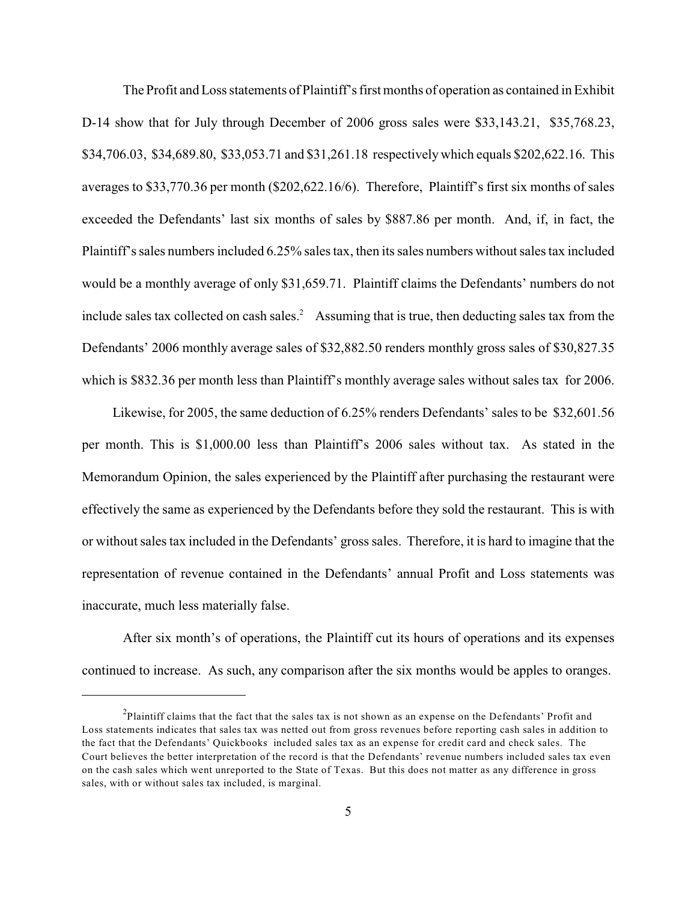The Profit and Loss statements of Plaintiff's first months of operation as contained in Exhibit D-14 show that for July through December of 2006 gross sales were $33,143.21, $35,768.23, $34,706.03, $34,689.80, $33,053.71 and $31,261.18 respectively which equals $202,622.16. This averages to $33,770.36 per month ($202,622.16/6). Therefore, Plaintiff's first six months of sales exceeded the Defendants' last six months of sales by $887.86 per month. And, if, in fact, the Plaintiff's sales numbers included 6.25% sales tax, then its sales numbers without sales tax included would be a monthly average of only $31,659.71. Plaintiff claims the Defendants' numbers do not include sales tax collected on cash sales.[2] Assuming that is true, then deducting sales tax from the Defendants' 2006 monthly average sales of $32,882.50 renders monthly gross sales of $30,827.35 which is $832.36 per month less than Plaintiff's monthly average sales without sales tax for 2006.

Likewise, for 2005, the same deduction of 6.25% renders Defendants' sales to be $32,601.56 per month. This is $1,000.00 less than Plaintiff's 2006 sales without tax. As stated in the Memorandum Opinion, the sales experienced by the Plaintiff after purchasing the restaurant were effectively the same as experienced by the Defendants before they sold the restaurant. This is with or without sales tax included in the Defendants' gross sales. Therefore, it is hard to imagine that the representation of revenue contained in the Defendants' annual Profit and Loss statements was inaccurate, much less materially false.

After six month's of operations, the Plaintiff cut its hours of operations and its expenses continued to increase. As such, any comparison after the six months would be apples to oranges.

---

[2] Plaintiff claims that the fact that the sales tax is not shown as an expense on the Defendants' Profit and Loss statements indicates that sales tax was netted out from gross revenues before reporting cash sales in addition to the fact that the Defendants' Quickbooks included sales tax as an expense for credit card and check sales. The Court believes the better interpretation of the record is that the Defendants' revenue numbers included sales tax even on the cash sales which went unreported to the State of Texas. But this does not matter as any difference in gross sales, with or without sales tax included, is marginal.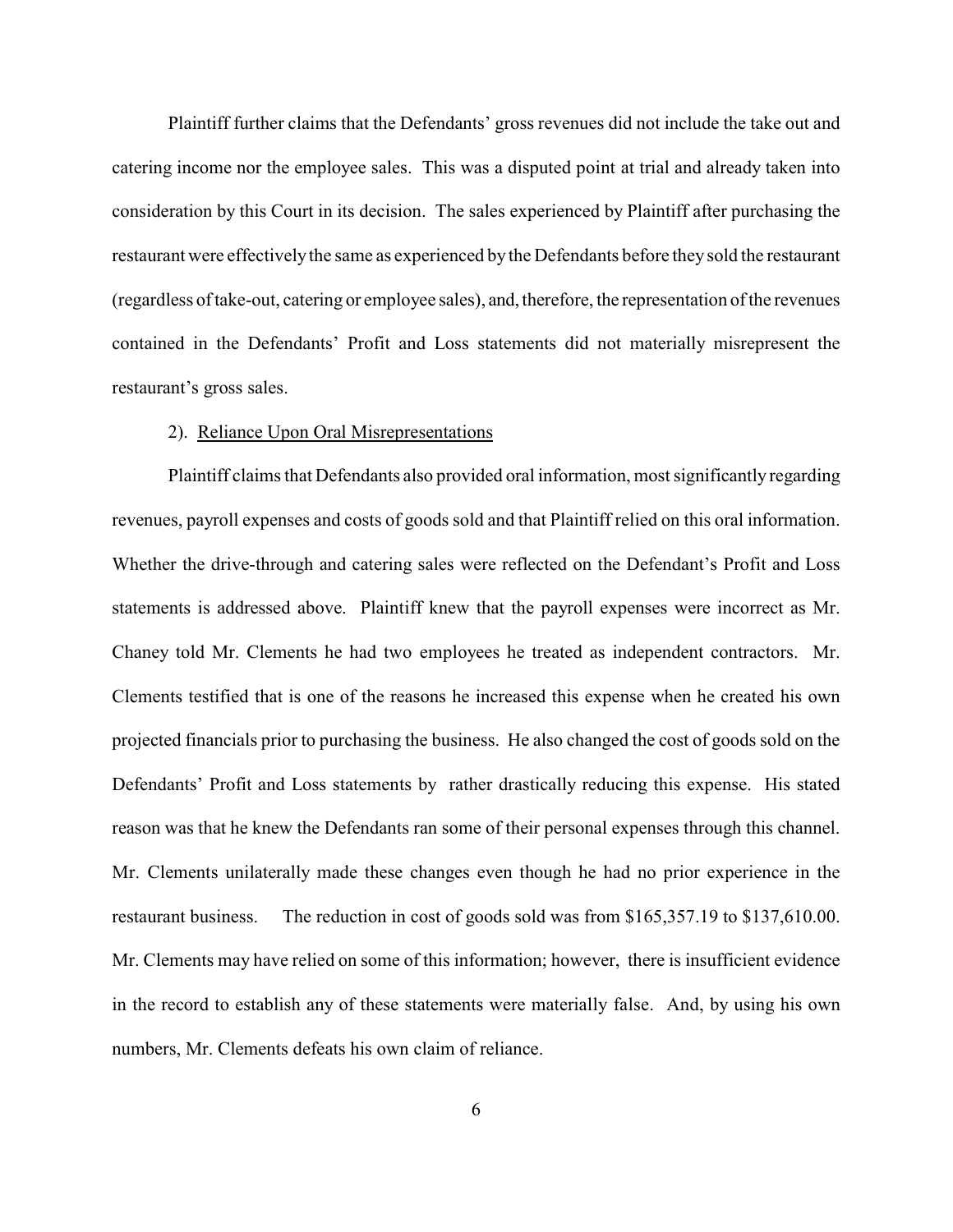Plaintiff further claims that the Defendants' gross revenues did not include the take out and catering income nor the employee sales. This was a disputed point at trial and already taken into consideration by this Court in its decision. The sales experienced by Plaintiff after purchasing the restaurant were effectively the same as experienced by the Defendants before they sold the restaurant (regardless of take-out, catering or employee sales), and, therefore, the representation of the revenues contained in the Defendants' Profit and Loss statements did not materially misrepresent the restaurant's gross sales.

2). <u>Reliance Upon Oral Misrepresentations</u>

Plaintiff claims that Defendants also provided oral information, most significantly regarding revenues, payroll expenses and costs of goods sold and that Plaintiff relied on this oral information. Whether the drive-through and catering sales were reflected on the Defendant's Profit and Loss statements is addressed above. Plaintiff knew that the payroll expenses were incorrect as Mr. Chaney told Mr. Clements he had two employees he treated as independent contractors. Mr. Clements testified that is one of the reasons he increased this expense when he created his own projected financials prior to purchasing the business. He also changed the cost of goods sold on the Defendants' Profit and Loss statements by rather drastically reducing this expense. His stated reason was that he knew the Defendants ran some of their personal expenses through this channel. Mr. Clements unilaterally made these changes even though he had no prior experience in the restaurant business. The reduction in cost of goods sold was from $165,357.19 to $137,610.00. Mr. Clements may have relied on some of this information; however, there is insufficient evidence in the record to establish any of these statements were materially false. And, by using his own numbers, Mr. Clements defeats his own claim of reliance.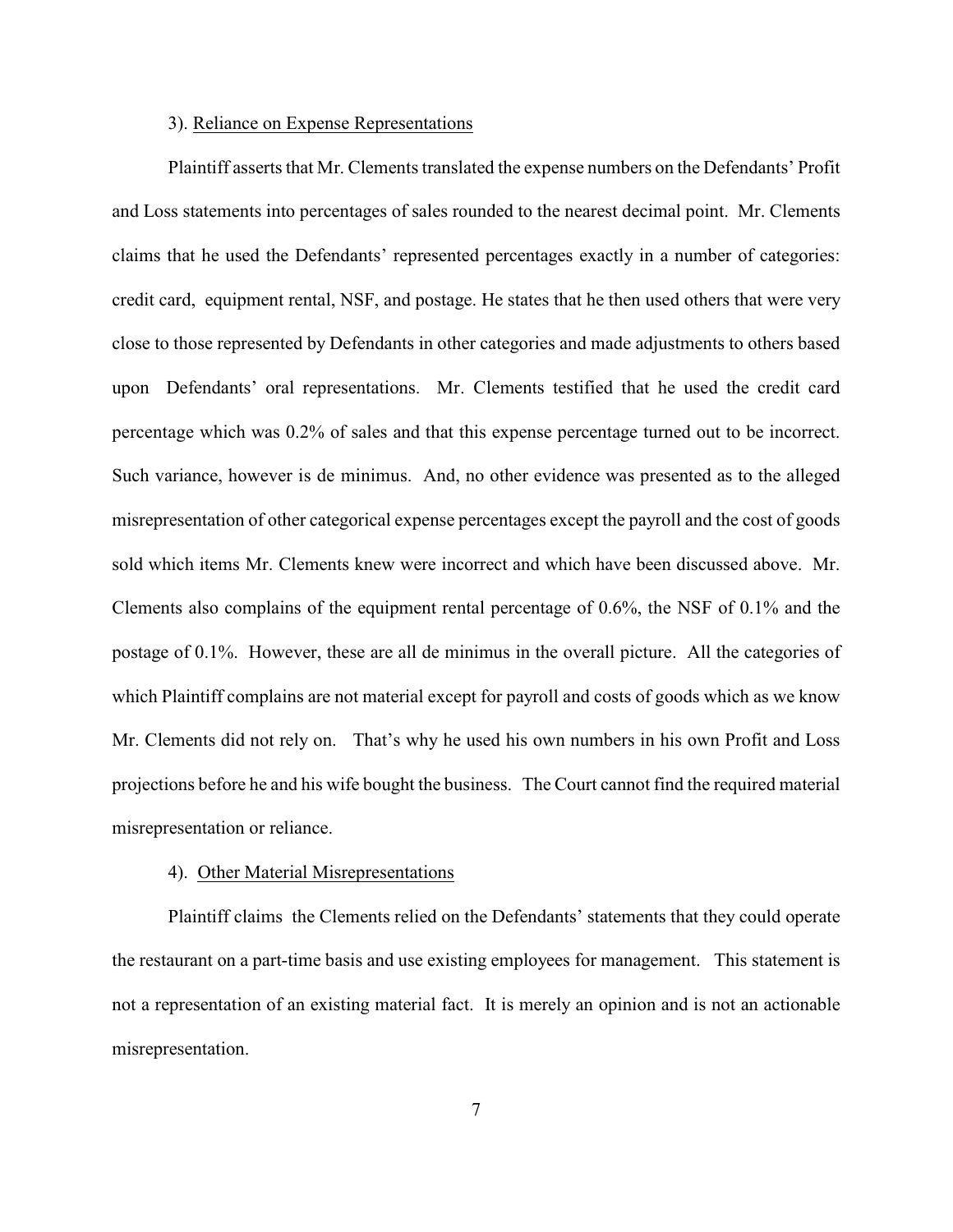3). Reliance on Expense Representations

Plaintiff asserts that Mr. Clements translated the expense numbers on the Defendants' Profit and Loss statements into percentages of sales rounded to the nearest decimal point. Mr. Clements claims that he used the Defendants' represented percentages exactly in a number of categories: credit card, equipment rental, NSF, and postage. He states that he then used others that were very close to those represented by Defendants in other categories and made adjustments to others based upon Defendants' oral representations. Mr. Clements testified that he used the credit card percentage which was 0.2% of sales and that this expense percentage turned out to be incorrect. Such variance, however is de minimus. And, no other evidence was presented as to the alleged misrepresentation of other categorical expense percentages except the payroll and the cost of goods sold which items Mr. Clements knew were incorrect and which have been discussed above. Mr. Clements also complains of the equipment rental percentage of 0.6%, the NSF of 0.1% and the postage of 0.1%. However, these are all de minimus in the overall picture. All the categories of which Plaintiff complains are not material except for payroll and costs of goods which as we know Mr. Clements did not rely on. That's why he used his own numbers in his own Profit and Loss projections before he and his wife bought the business. The Court cannot find the required material misrepresentation or reliance.

4). Other Material Misrepresentations

Plaintiff claims the Clements relied on the Defendants' statements that they could operate the restaurant on a part-time basis and use existing employees for management. This statement is not a representation of an existing material fact. It is merely an opinion and is not an actionable misrepresentation.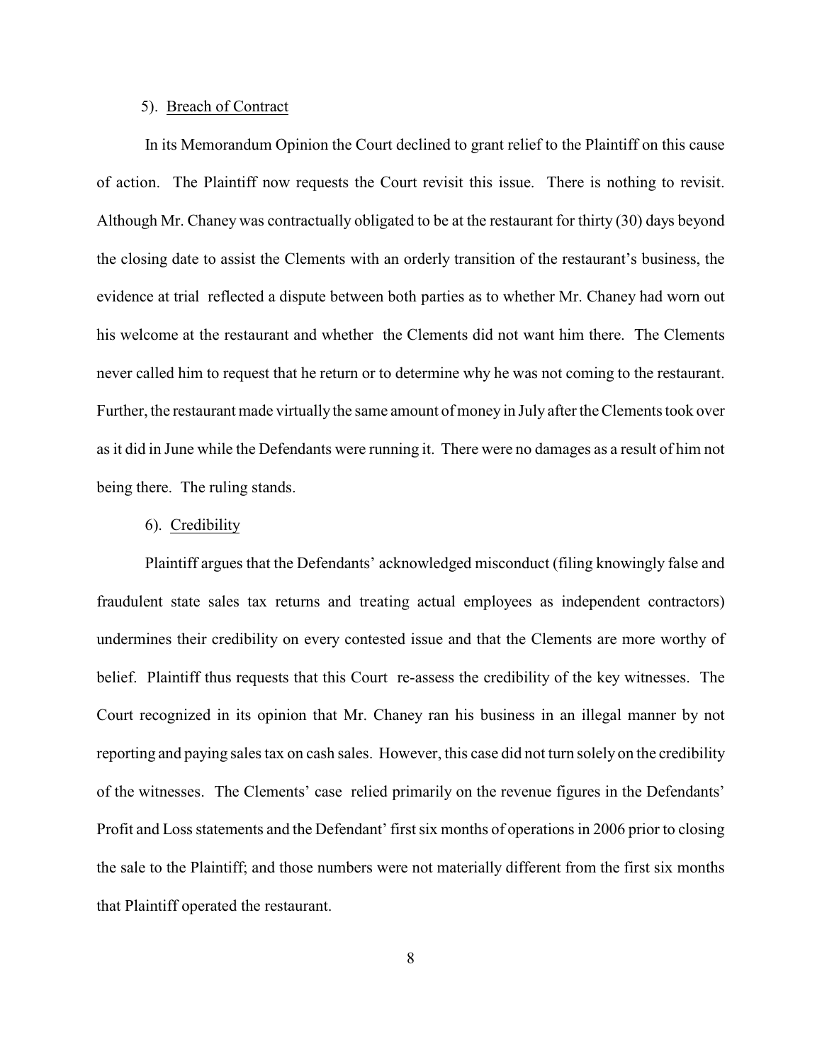5). <u>Breach of Contract</u>

In its Memorandum Opinion the Court declined to grant relief to the Plaintiff on this cause of action. The Plaintiff now requests the Court revisit this issue. There is nothing to revisit. Although Mr. Chaney was contractually obligated to be at the restaurant for thirty (30) days beyond the closing date to assist the Clements with an orderly transition of the restaurant's business, the evidence at trial reflected a dispute between both parties as to whether Mr. Chaney had worn out his welcome at the restaurant and whether the Clements did not want him there. The Clements never called him to request that he return or to determine why he was not coming to the restaurant. Further, the restaurant made virtually the same amount of money in July after the Clements took over as it did in June while the Defendants were running it. There were no damages as a result of him not being there. The ruling stands.

6). <u>Credibility</u>

Plaintiff argues that the Defendants' acknowledged misconduct (filing knowingly false and fraudulent state sales tax returns and treating actual employees as independent contractors) undermines their credibility on every contested issue and that the Clements are more worthy of belief. Plaintiff thus requests that this Court re-assess the credibility of the key witnesses. The Court recognized in its opinion that Mr. Chaney ran his business in an illegal manner by not reporting and paying sales tax on cash sales. However, this case did not turn solely on the credibility of the witnesses. The Clements' case relied primarily on the revenue figures in the Defendants' Profit and Loss statements and the Defendant' first six months of operations in 2006 prior to closing the sale to the Plaintiff; and those numbers were not materially different from the first six months that Plaintiff operated the restaurant.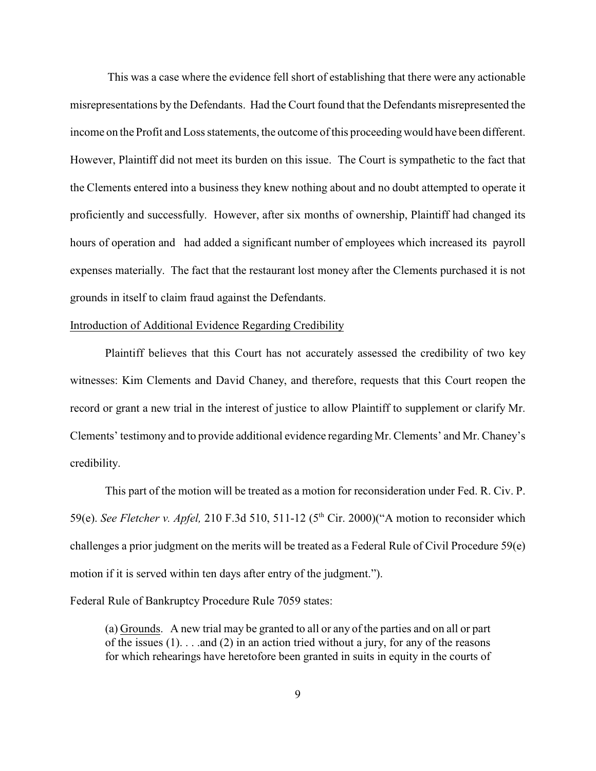This was a case where the evidence fell short of establishing that there were any actionable misrepresentations by the Defendants. Had the Court found that the Defendants misrepresented the income on the Profit and Loss statements, the outcome of this proceeding would have been different. However, Plaintiff did not meet its burden on this issue. The Court is sympathetic to the fact that the Clements entered into a business they knew nothing about and no doubt attempted to operate it proficiently and successfully. However, after six months of ownership, Plaintiff had changed its hours of operation and had added a significant number of employees which increased its payroll expenses materially. The fact that the restaurant lost money after the Clements purchased it is not grounds in itself to claim fraud against the Defendants.

Introduction of Additional Evidence Regarding Credibility

Plaintiff believes that this Court has not accurately assessed the credibility of two key witnesses: Kim Clements and David Chaney, and therefore, requests that this Court reopen the record or grant a new trial in the interest of justice to allow Plaintiff to supplement or clarify Mr. Clements' testimony and to provide additional evidence regarding Mr. Clements' and Mr. Chaney's credibility.

This part of the motion will be treated as a motion for reconsideration under Fed. R. Civ. P. 59(e). *See Fletcher v. Apfel,* 210 F.3d 510, 511-12 (5th Cir. 2000)("A motion to reconsider which challenges a prior judgment on the merits will be treated as a Federal Rule of Civil Procedure 59(e) motion if it is served within ten days after entry of the judgment.").

Federal Rule of Bankruptcy Procedure Rule 7059 states:

> (a) Grounds. A new trial may be granted to all or any of the parties and on all or part of the issues (1). . . .and (2) in an action tried without a jury, for any of the reasons for which rehearings have heretofore been granted in suits in equity in the courts of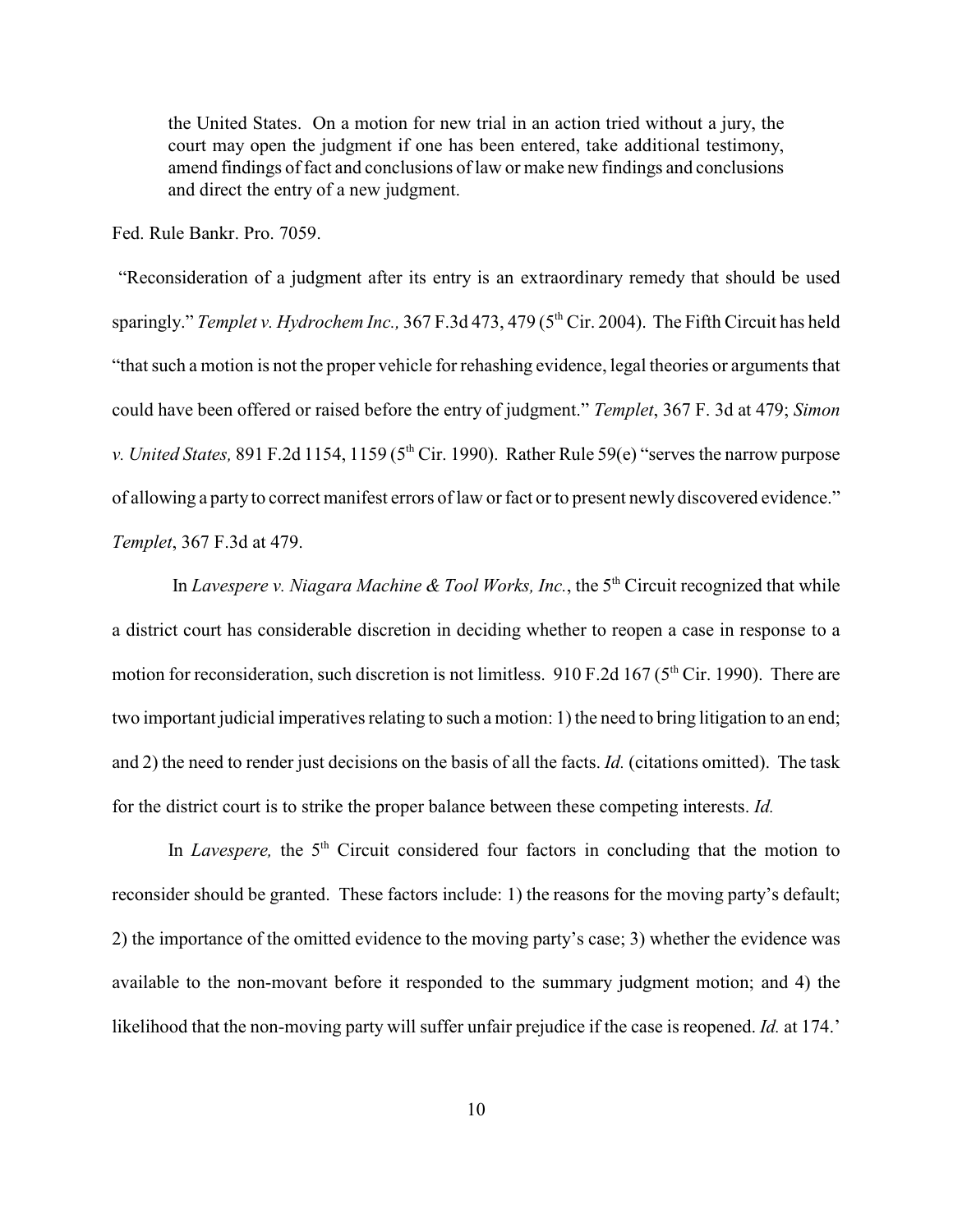> the United States. On a motion for new trial in an action tried without a jury, the court may open the judgment if one has been entered, take additional testimony, amend findings of fact and conclusions of law or make new findings and conclusions and direct the entry of a new judgment.

Fed. Rule Bankr. Pro. 7059.

"Reconsideration of a judgment after its entry is an extraordinary remedy that should be used sparingly." *Templet v. Hydrochem Inc.,* 367 F.3d 473, 479 (5th Cir. 2004). The Fifth Circuit has held "that such a motion is not the proper vehicle for rehashing evidence, legal theories or arguments that could have been offered or raised before the entry of judgment." *Templet*, 367 F. 3d at 479; *Simon v. United States,* 891 F.2d 1154, 1159 (5th Cir. 1990). Rather Rule 59(e) "serves the narrow purpose of allowing a party to correct manifest errors of law or fact or to present newly discovered evidence." *Templet*, 367 F.3d at 479.

In *Lavespere v. Niagara Machine & Tool Works, Inc.*, the 5th Circuit recognized that while a district court has considerable discretion in deciding whether to reopen a case in response to a motion for reconsideration, such discretion is not limitless. 910 F.2d 167 (5th Cir. 1990). There are two important judicial imperatives relating to such a motion: 1) the need to bring litigation to an end; and 2) the need to render just decisions on the basis of all the facts. *Id.* (citations omitted). The task for the district court is to strike the proper balance between these competing interests. *Id.*

In *Lavespere,* the 5th Circuit considered four factors in concluding that the motion to reconsider should be granted. These factors include: 1) the reasons for the moving party's default; 2) the importance of the omitted evidence to the moving party's case; 3) whether the evidence was available to the non-movant before it responded to the summary judgment motion; and 4) the likelihood that the non-moving party will suffer unfair prejudice if the case is reopened. *Id.* at 174.'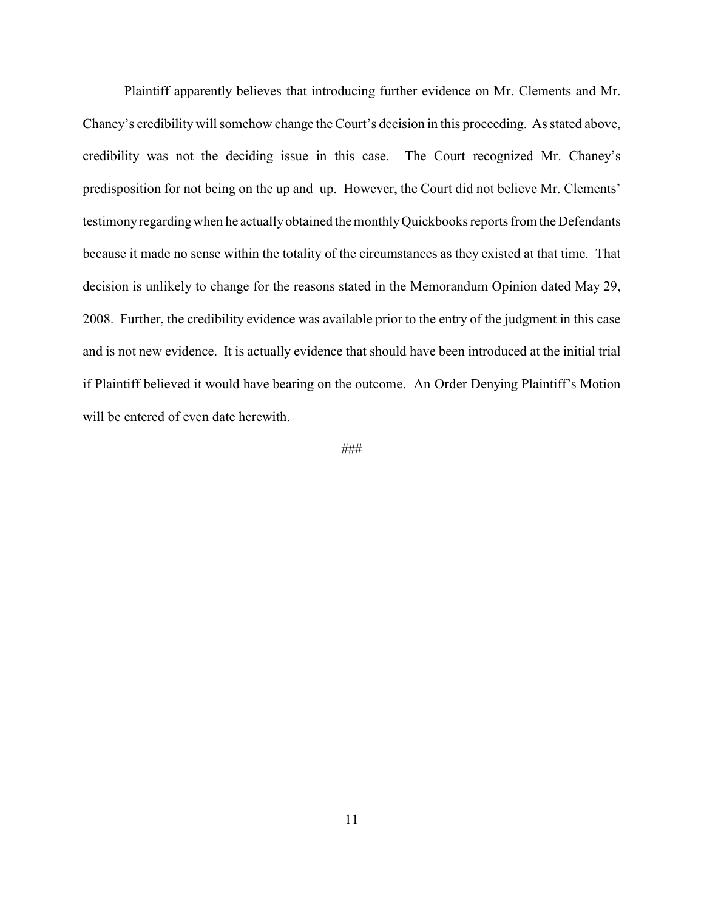Plaintiff apparently believes that introducing further evidence on Mr. Clements and Mr. Chaney's credibility will somehow change the Court's decision in this proceeding. As stated above, credibility was not the deciding issue in this case. The Court recognized Mr. Chaney's predisposition for not being on the up and up. However, the Court did not believe Mr. Clements' testimony regarding when he actually obtained the monthly Quickbooks reports from the Defendants because it made no sense within the totality of the circumstances as they existed at that time. That decision is unlikely to change for the reasons stated in the Memorandum Opinion dated May 29, 2008. Further, the credibility evidence was available prior to the entry of the judgment in this case and is not new evidence. It is actually evidence that should have been introduced at the initial trial if Plaintiff believed it would have bearing on the outcome. An Order Denying Plaintiff's Motion will be entered of even date herewith.

###